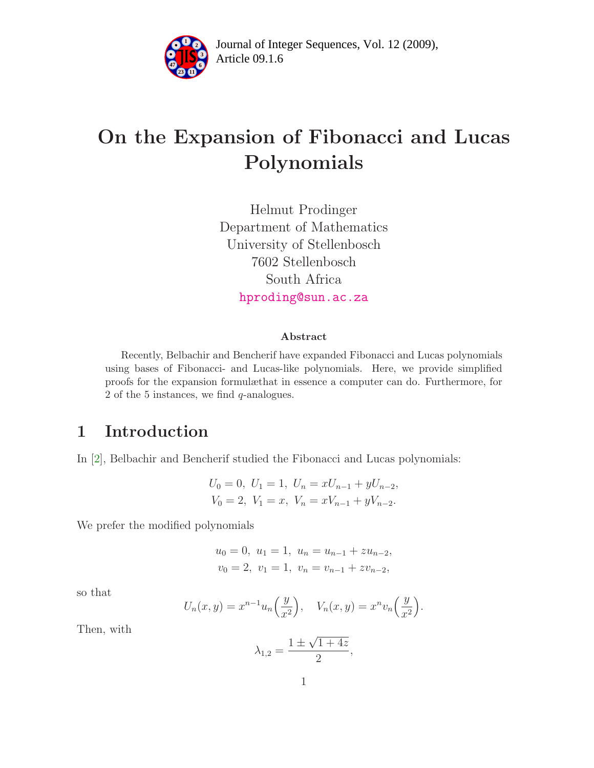# On the Expansion of Fibonacci and Lucas Polynomials

Helmut Prodinger
Department of Mathematics
University of Stellenbosch
7602 Stellenbosch
South Africa
hproding@sun.ac.za

### Abstract

Recently, Belbachir and Bencherif have expanded Fibonacci and Lucas polynomials using bases of Fibonacci- and Lucas-like polynomials. Here, we provide simplified proofs for the expansion formulæthat in essence a computer can do. Furthermore, for 2 of the 5 instances, we find $q$-analogues.

## 1 Introduction

In [2], Belbachir and Bencherif studied the Fibonacci and Lucas polynomials:

$$U_0 = 0,\ U_1 = 1,\ U_n = xU_{n-1} + yU_{n-2},$$
$$V_0 = 2,\ V_1 = x,\ V_n = xV_{n-1} + yV_{n-2}.$$

We prefer the modified polynomials

$$u_0 = 0,\ u_1 = 1,\ u_n = u_{n-1} + zu_{n-2},$$
$$v_0 = 2,\ v_1 = 1,\ v_n = v_{n-1} + zv_{n-2},$$

so that

$$U_n(x, y) = x^{n-1}u_n\Big(\frac{y}{x^2}\Big), \quad V_n(x, y) = x^n v_n\Big(\frac{y}{x^2}\Big).$$

Then, with

$$\lambda_{1,2} = \frac{1 \pm \sqrt{1 + 4z}}{2},$$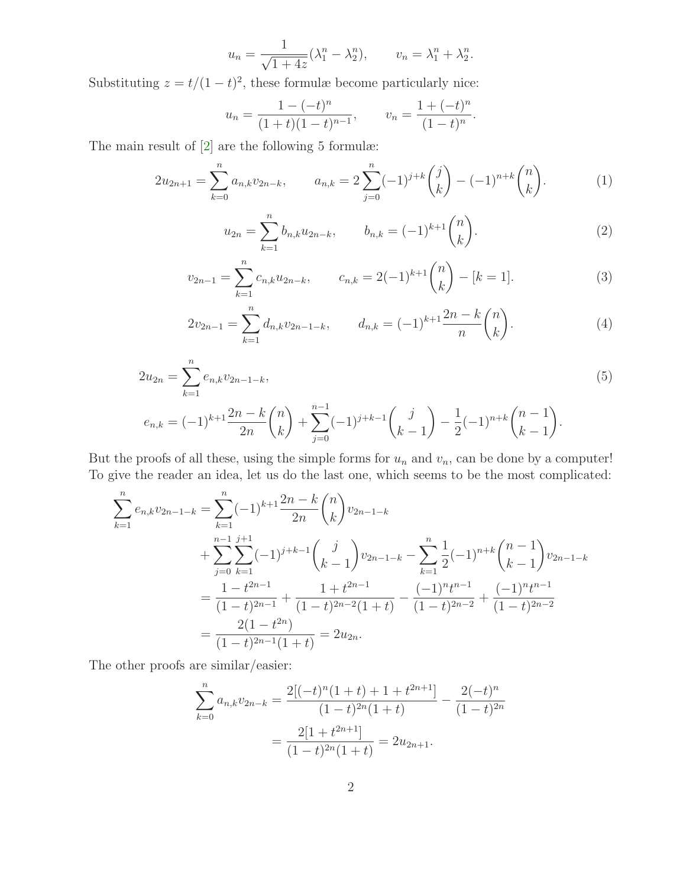$$u_n = \frac{1}{\sqrt{1+4z}}(\lambda_1^n - \lambda_2^n), \qquad v_n = \lambda_1^n + \lambda_2^n.$$

Substituting $z = t/(1-t)^2$, these formulæ become particularly nice:

$$u_n = \frac{1-(-t)^n}{(1+t)(1-t)^{n-1}}, \qquad v_n = \frac{1+(-t)^n}{(1-t)^n}.$$

The main result of [2] are the following 5 formulæ:

$$2u_{2n+1} = \sum_{k=0}^{n} a_{n,k} v_{2n-k}, \qquad a_{n,k} = 2\sum_{j=0}^{n}(-1)^{j+k}\binom{j}{k} - (-1)^{n+k}\binom{n}{k}. \tag{1}$$

$$u_{2n} = \sum_{k=1}^{n} b_{n,k} u_{2n-k}, \qquad b_{n,k} = (-1)^{k+1}\binom{n}{k}. \tag{2}$$

$$v_{2n-1} = \sum_{k=1}^{n} c_{n,k} u_{2n-k}, \qquad c_{n,k} = 2(-1)^{k+1}\binom{n}{k} - [k=1]. \tag{3}$$

$$2v_{2n-1} = \sum_{k=1}^{n} d_{n,k} v_{2n-1-k}, \qquad d_{n,k} = (-1)^{k+1}\frac{2n-k}{n}\binom{n}{k}. \tag{4}$$

$$2u_{2n} = \sum_{k=1}^{n} e_{n,k} v_{2n-1-k}, \tag{5}$$

$$e_{n,k} = (-1)^{k+1}\frac{2n-k}{2n}\binom{n}{k} + \sum_{j=0}^{n-1}(-1)^{j+k-1}\binom{j}{k-1} - \frac{1}{2}(-1)^{n+k}\binom{n-1}{k-1}.$$

But the proofs of all these, using the simple forms for $u_n$ and $v_n$, can be done by a computer! To give the reader an idea, let us do the last one, which seems to be the most complicated:

$$\begin{aligned}
\sum_{k=1}^{n} e_{n,k} v_{2n-1-k} &= \sum_{k=1}^{n}(-1)^{k+1}\frac{2n-k}{2n}\binom{n}{k} v_{2n-1-k} \\
&\quad + \sum_{j=0}^{n-1}\sum_{k=1}^{j+1}(-1)^{j+k-1}\binom{j}{k-1} v_{2n-1-k} - \sum_{k=1}^{n}\frac{1}{2}(-1)^{n+k}\binom{n-1}{k-1} v_{2n-1-k} \\
&= \frac{1-t^{2n-1}}{(1-t)^{2n-1}} + \frac{1+t^{2n-1}}{(1-t)^{2n-2}(1+t)} - \frac{(-1)^n t^{n-1}}{(1-t)^{2n-2}} + \frac{(-1)^n t^{n-1}}{(1-t)^{2n-2}} \\
&= \frac{2(1-t^{2n})}{(1-t)^{2n-1}(1+t)} = 2u_{2n}.
\end{aligned}$$

The other proofs are similar/easier:

$$\begin{aligned}
\sum_{k=0}^{n} a_{n,k} v_{2n-k} &= \frac{2[(-t)^n(1+t) + 1 + t^{2n+1}]}{(1-t)^{2n}(1+t)} - \frac{2(-t)^n}{(1-t)^{2n}} \\
&= \frac{2[1+t^{2n+1}]}{(1-t)^{2n}(1+t)} = 2u_{2n+1}.
\end{aligned}$$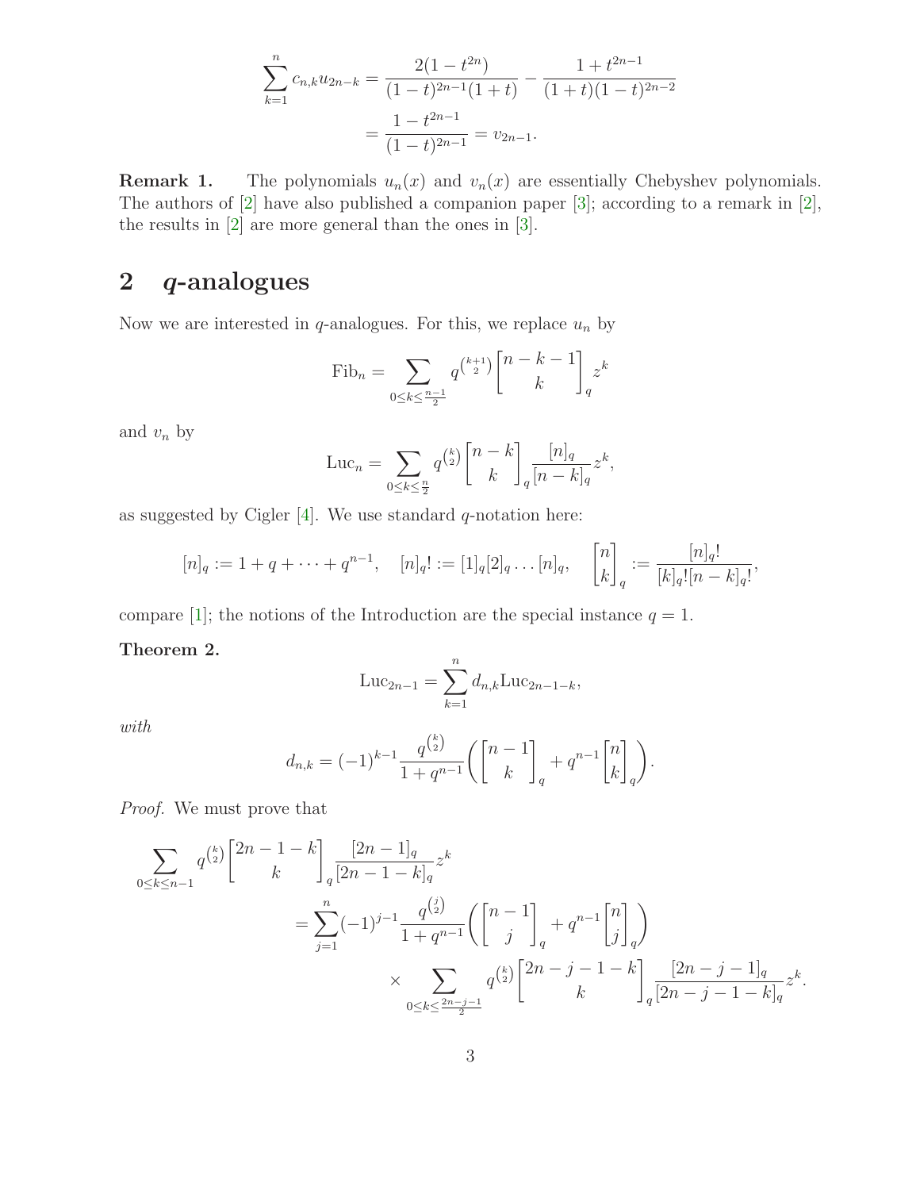$$
\begin{aligned}
\sum_{k=1}^{n} c_{n,k} u_{2n-k} &= \frac{2(1-t^{2n})}{(1-t)^{2n-1}(1+t)} - \frac{1+t^{2n-1}}{(1+t)(1-t)^{2n-2}} \\
&= \frac{1-t^{2n-1}}{(1-t)^{2n-1}} = v_{2n-1}.
\end{aligned}
$$

**Remark 1.** The polynomials $u_n(x)$ and $v_n(x)$ are essentially Chebyshev polynomials. The authors of [2] have also published a companion paper [3]; according to a remark in [2], the results in [2] are more general than the ones in [3].

## 2 $q$-analogues

Now we are interested in $q$-analogues. For this, we replace $u_n$ by

$$
\mathrm{Fib}_n = \sum_{0 \le k \le \frac{n-1}{2}} q^{\binom{k+1}{2}} \begin{bmatrix} n-k-1 \\ k \end{bmatrix}_q z^k
$$

and $v_n$ by

$$
\mathrm{Luc}_n = \sum_{0 \le k \le \frac{n}{2}} q^{\binom{k}{2}} \begin{bmatrix} n-k \\ k \end{bmatrix}_q \frac{[n]_q}{[n-k]_q} z^k,
$$

as suggested by Cigler [4]. We use standard $q$-notation here:

$$
[n]_q := 1 + q + \cdots + q^{n-1}, \quad [n]_q! := [1]_q [2]_q \dots [n]_q, \quad \begin{bmatrix} n \\ k \end{bmatrix}_q := \frac{[n]_q!}{[k]_q! [n-k]_q!},
$$

compare [1]; the notions of the Introduction are the special instance $q = 1$.

**Theorem 2.**

$$
\mathrm{Luc}_{2n-1} = \sum_{k=1}^{n} d_{n,k} \mathrm{Luc}_{2n-1-k},
$$

*with*

$$
d_{n,k} = (-1)^{k-1} \frac{q^{\binom{k}{2}}}{1+q^{n-1}} \left( \begin{bmatrix} n-1 \\ k \end{bmatrix}_q + q^{n-1} \begin{bmatrix} n \\ k \end{bmatrix}_q \right).
$$

*Proof.* We must prove that

$$
\begin{aligned}
\sum_{0 \le k \le n-1} & q^{\binom{k}{2}} \begin{bmatrix} 2n-1-k \\ k \end{bmatrix}_q \frac{[2n-1]_q}{[2n-1-k]_q} z^k \\
&= \sum_{j=1}^{n} (-1)^{j-1} \frac{q^{\binom{j}{2}}}{1+q^{n-1}} \left( \begin{bmatrix} n-1 \\ j \end{bmatrix}_q + q^{n-1} \begin{bmatrix} n \\ j \end{bmatrix}_q \right) \\
&\qquad \times \sum_{0 \le k \le \frac{2n-j-1}{2}} q^{\binom{k}{2}} \begin{bmatrix} 2n-j-1-k \\ k \end{bmatrix}_q \frac{[2n-j-1]_q}{[2n-j-1-k]_q} z^k.
\end{aligned}
$$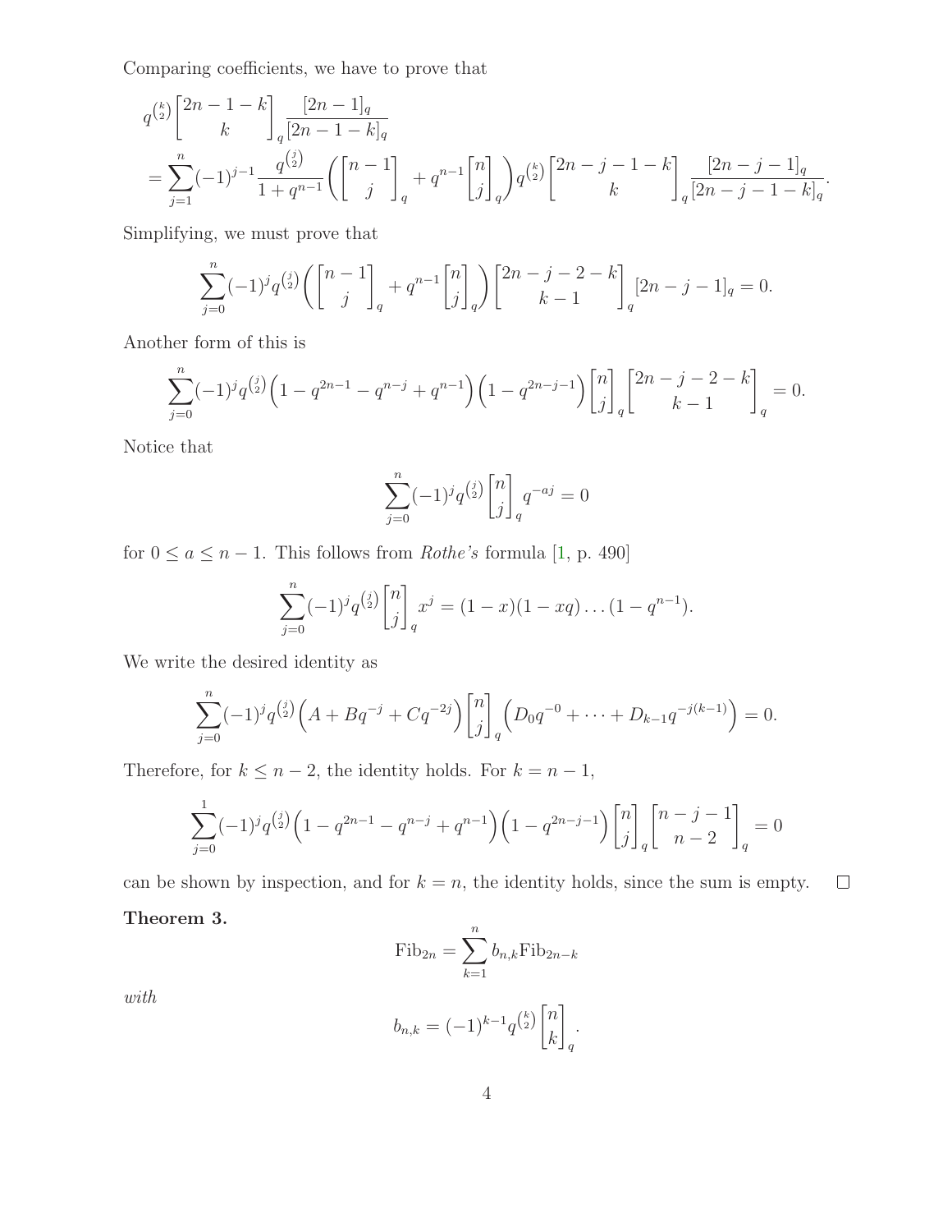Comparing coefficients, we have to prove that

$$
\begin{aligned}
&q^{\binom{k}{2}}\begin{bmatrix}2n-1-k\\k\end{bmatrix}_q\frac{[2n-1]_q}{[2n-1-k]_q}\\
&=\sum_{j=1}^{n}(-1)^{j-1}\frac{q^{\binom{j}{2}}}{1+q^{n-1}}\left(\begin{bmatrix}n-1\\j\end{bmatrix}_q+q^{n-1}\begin{bmatrix}n\\j\end{bmatrix}_q\right)q^{\binom{k}{2}}\begin{bmatrix}2n-j-1-k\\k\end{bmatrix}_q\frac{[2n-j-1]_q}{[2n-j-1-k]_q}.
\end{aligned}
$$

Simplifying, we must prove that

$$
\sum_{j=0}^{n}(-1)^j q^{\binom{j}{2}}\left(\begin{bmatrix}n-1\\j\end{bmatrix}_q+q^{n-1}\begin{bmatrix}n\\j\end{bmatrix}_q\right)\begin{bmatrix}2n-j-2-k\\k-1\end{bmatrix}_q[2n-j-1]_q=0.
$$

Another form of this is

$$
\sum_{j=0}^{n}(-1)^j q^{\binom{j}{2}}\left(1-q^{2n-1}-q^{n-j}+q^{n-1}\right)\left(1-q^{2n-j-1}\right)\begin{bmatrix}n\\j\end{bmatrix}_q\begin{bmatrix}2n-j-2-k\\k-1\end{bmatrix}_q=0.
$$

Notice that

$$
\sum_{j=0}^{n}(-1)^j q^{\binom{j}{2}}\begin{bmatrix}n\\j\end{bmatrix}_q q^{-aj}=0
$$

for $0\le a\le n-1$. This follows from *Rothe's* formula [1, p. 490]

$$
\sum_{j=0}^{n}(-1)^j q^{\binom{j}{2}}\begin{bmatrix}n\\j\end{bmatrix}_q x^j=(1-x)(1-xq)\dots(1-q^{n-1}).
$$

We write the desired identity as

$$
\sum_{j=0}^{n}(-1)^j q^{\binom{j}{2}}\left(A+Bq^{-j}+Cq^{-2j}\right)\begin{bmatrix}n\\j\end{bmatrix}_q\left(D_0q^{-0}+\dots+D_{k-1}q^{-j(k-1)}\right)=0.
$$

Therefore, for $k\le n-2$, the identity holds. For $k=n-1$,

$$
\sum_{j=0}^{1}(-1)^j q^{\binom{j}{2}}\left(1-q^{2n-1}-q^{n-j}+q^{n-1}\right)\left(1-q^{2n-j-1}\right)\begin{bmatrix}n\\j\end{bmatrix}_q\begin{bmatrix}n-j-1\\n-2\end{bmatrix}_q=0
$$

can be shown by inspection, and for $k=n$, the identity holds, since the sum is empty. □

**Theorem 3.**

$$
\mathrm{Fib}_{2n}=\sum_{k=1}^{n}b_{n,k}\mathrm{Fib}_{2n-k}
$$

*with*

$$
b_{n,k}=(-1)^{k-1}q^{\binom{k}{2}}\begin{bmatrix}n\\k\end{bmatrix}_q.
$$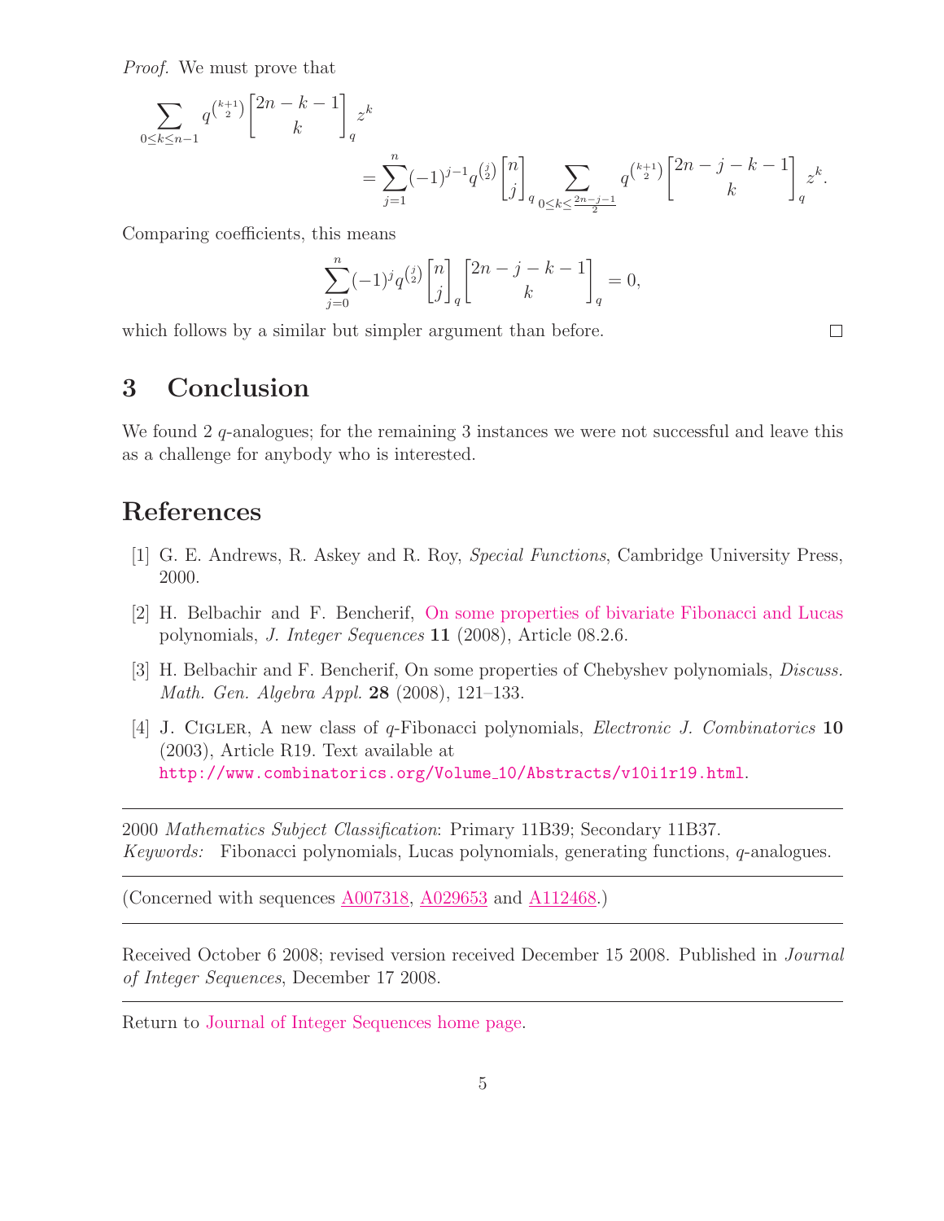*Proof.* We must prove that

$$\sum_{0\le k\le n-1} q^{\binom{k+1}{2}} \begin{bmatrix} 2n-k-1 \\ k \end{bmatrix}_q z^k$$
$$= \sum_{j=1}^{n} (-1)^{j-1} q^{\binom{j}{2}} \begin{bmatrix} n \\ j \end{bmatrix}_q \sum_{0\le k\le \frac{2n-j-1}{2}} q^{\binom{k+1}{2}} \begin{bmatrix} 2n-j-k-1 \\ k \end{bmatrix}_q z^k.$$

Comparing coefficients, this means

$$\sum_{j=0}^{n} (-1)^{j} q^{\binom{j}{2}} \begin{bmatrix} n \\ j \end{bmatrix}_q \begin{bmatrix} 2n-j-k-1 \\ k \end{bmatrix}_q = 0,$$

which follows by a similar but simpler argument than before. □

## 3 Conclusion

We found 2 $q$-analogues; for the remaining 3 instances we were not successful and leave this as a challenge for anybody who is interested.

## References

[1] G. E. Andrews, R. Askey and R. Roy, *Special Functions*, Cambridge University Press, 2000.

[2] H. Belbachir and F. Bencherif, On some properties of bivariate Fibonacci and Lucas polynomials, *J. Integer Sequences* **11** (2008), Article 08.2.6.

[3] H. Belbachir and F. Bencherif, On some properties of Chebyshev polynomials, *Discuss. Math. Gen. Algebra Appl.* **28** (2008), 121–133.

[4] J. Cigler, A new class of $q$-Fibonacci polynomials, *Electronic J. Combinatorics* **10** (2003), Article R19. Text available at http://www.combinatorics.org/Volume_10/Abstracts/v10i1r19.html.

---

2000 *Mathematics Subject Classification*: Primary 11B39; Secondary 11B37.
*Keywords:* Fibonacci polynomials, Lucas polynomials, generating functions, $q$-analogues.

---

(Concerned with sequences A007318, A029653 and A112468.)

---

Received October 6 2008; revised version received December 15 2008. Published in *Journal of Integer Sequences*, December 17 2008.

---

Return to Journal of Integer Sequences home page.